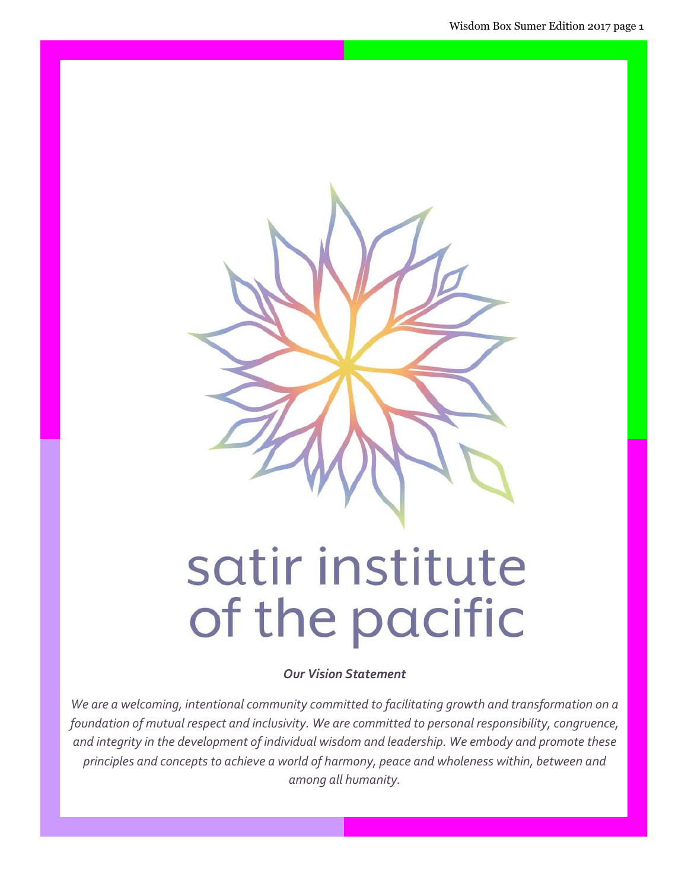# satir institute of the pacific

***Our Vision Statement***

*We are a welcoming, intentional community committed to facilitating growth and transformation on a foundation of mutual respect and inclusivity. We are committed to personal responsibility, congruence, and integrity in the development of individual wisdom and leadership. We embody and promote these principles and concepts to achieve a world of harmony, peace and wholeness within, between and among all humanity.*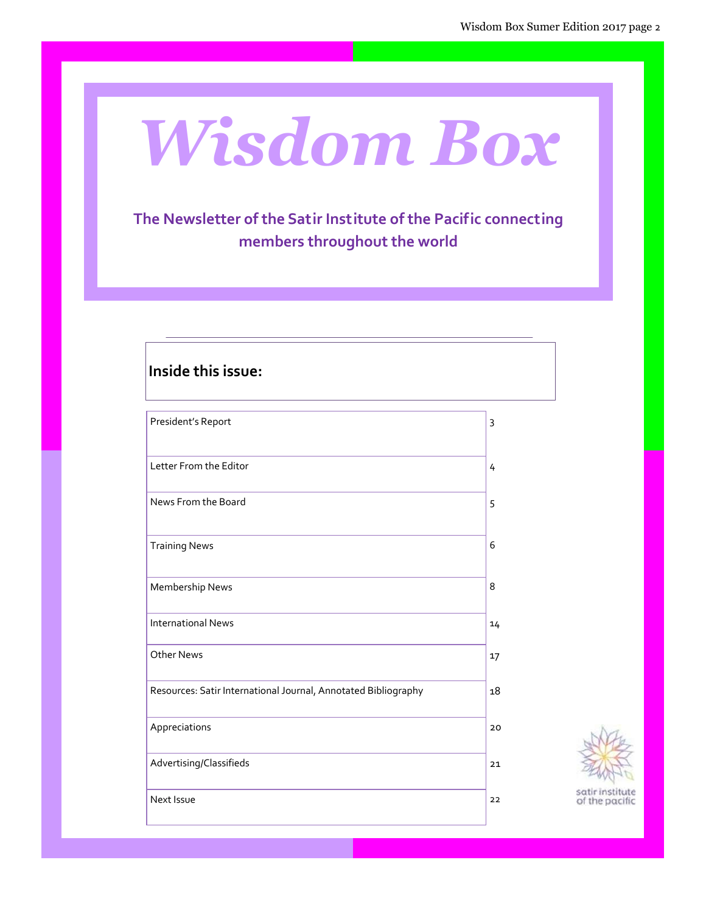# Wisdom Box

**The Newsletter of the Satir Institute of the Pacific connecting members throughout the world**

## Inside this issue:

| | |
|---|---|
| President's Report | 3 |
| Letter From the Editor | 4 |
| News From the Board | 5 |
| Training News | 6 |
| Membership News | 8 |
| International News | 14 |
| Other News | 17 |
| Resources: Satir International Journal, Annotated Bibliography | 18 |
| Appreciations | 20 |
| Advertising/Classifieds | 21 |
| Next Issue | 22 |

satir institute of the pacific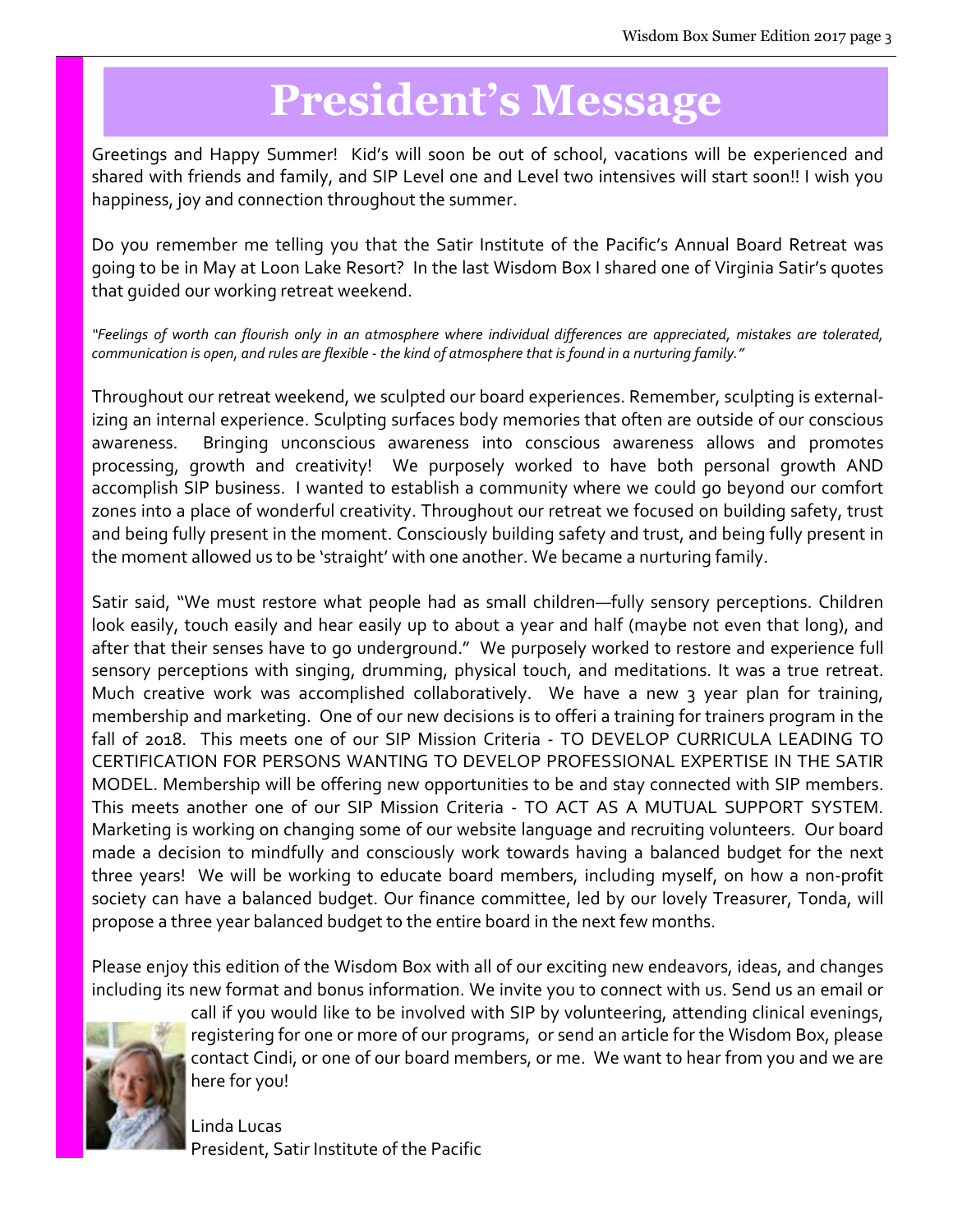# President's Message

Greetings and Happy Summer! Kid's will soon be out of school, vacations will be experienced and shared with friends and family, and SIP Level one and Level two intensives will start soon!! I wish you happiness, joy and connection throughout the summer.

Do you remember me telling you that the Satir Institute of the Pacific's Annual Board Retreat was going to be in May at Loon Lake Resort? In the last Wisdom Box I shared one of Virginia Satir's quotes that guided our working retreat weekend.

*"Feelings of worth can flourish only in an atmosphere where individual differences are appreciated, mistakes are tolerated, communication is open, and rules are flexible - the kind of atmosphere that is found in a nurturing family."*

Throughout our retreat weekend, we sculpted our board experiences. Remember, sculpting is externalizing an internal experience. Sculpting surfaces body memories that often are outside of our conscious awareness. Bringing unconscious awareness into conscious awareness allows and promotes processing, growth and creativity! We purposely worked to have both personal growth AND accomplish SIP business. I wanted to establish a community where we could go beyond our comfort zones into a place of wonderful creativity. Throughout our retreat we focused on building safety, trust and being fully present in the moment. Consciously building safety and trust, and being fully present in the moment allowed us to be 'straight' with one another. We became a nurturing family.

Satir said, "We must restore what people had as small children—fully sensory perceptions. Children look easily, touch easily and hear easily up to about a year and half (maybe not even that long), and after that their senses have to go underground." We purposely worked to restore and experience full sensory perceptions with singing, drumming, physical touch, and meditations. It was a true retreat. Much creative work was accomplished collaboratively. We have a new 3 year plan for training, membership and marketing. One of our new decisions is to offeri a training for trainers program in the fall of 2018. This meets one of our SIP Mission Criteria - TO DEVELOP CURRICULA LEADING TO CERTIFICATION FOR PERSONS WANTING TO DEVELOP PROFESSIONAL EXPERTISE IN THE SATIR MODEL. Membership will be offering new opportunities to be and stay connected with SIP members. This meets another one of our SIP Mission Criteria - TO ACT AS A MUTUAL SUPPORT SYSTEM. Marketing is working on changing some of our website language and recruiting volunteers. Our board made a decision to mindfully and consciously work towards having a balanced budget for the next three years! We will be working to educate board members, including myself, on how a non-profit society can have a balanced budget. Our finance committee, led by our lovely Treasurer, Tonda, will propose a three year balanced budget to the entire board in the next few months.

Please enjoy this edition of the Wisdom Box with all of our exciting new endeavors, ideas, and changes including its new format and bonus information. We invite you to connect with us. Send us an email or call if you would like to be involved with SIP by volunteering, attending clinical evenings, registering for one or more of our programs, or send an article for the Wisdom Box, please contact Cindi, or one of our board members, or me. We want to hear from you and we are here for you!

Linda Lucas
President, Satir Institute of the Pacific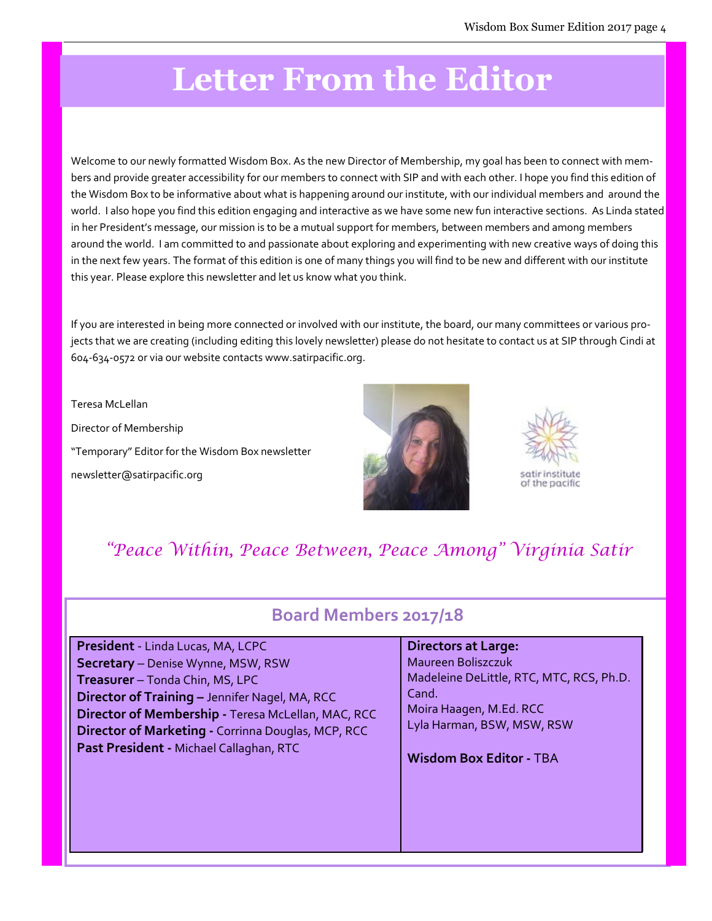# Letter From the Editor

Welcome to our newly formatted Wisdom Box. As the new Director of Membership, my goal has been to connect with members and provide greater accessibility for our members to connect with SIP and with each other. I hope you find this edition of the Wisdom Box to be informative about what is happening around our institute, with our individual members and around the world. I also hope you find this edition engaging and interactive as we have some new fun interactive sections. As Linda stated in her President's message, our mission is to be a mutual support for members, between members and among members around the world. I am committed to and passionate about exploring and experimenting with new creative ways of doing this in the next few years. The format of this edition is one of many things you will find to be new and different with our institute this year. Please explore this newsletter and let us know what you think.

If you are interested in being more connected or involved with our institute, the board, our many committees or various projects that we are creating (including editing this lovely newsletter) please do not hesitate to contact us at SIP through Cindi at 604-634-0572 or via our website contacts www.satirpacific.org.

Teresa McLellan

Director of Membership

"Temporary" Editor for the Wisdom Box newsletter

newsletter@satirpacific.org

satir institute of the pacific

*"Peace Within, Peace Between, Peace Among" Virginia Satir*

## Board Members 2017/18

**President** - Linda Lucas, MA, LCPC
**Secretary** – Denise Wynne, MSW, RSW
**Treasurer** – Tonda Chin, MS, LPC
**Director of Training –** Jennifer Nagel, MA, RCC
**Director of Membership -** Teresa McLellan, MAC, RCC
**Director of Marketing -** Corrinna Douglas, MCP, RCC
**Past President -** Michael Callaghan, RTC

**Directors at Large:**
Maureen Boliszczuk
Madeleine DeLittle, RTC, MTC, RCS, Ph.D. Cand.
Moira Haagen, M.Ed. RCC
Lyla Harman, BSW, MSW, RSW

**Wisdom Box Editor -** TBA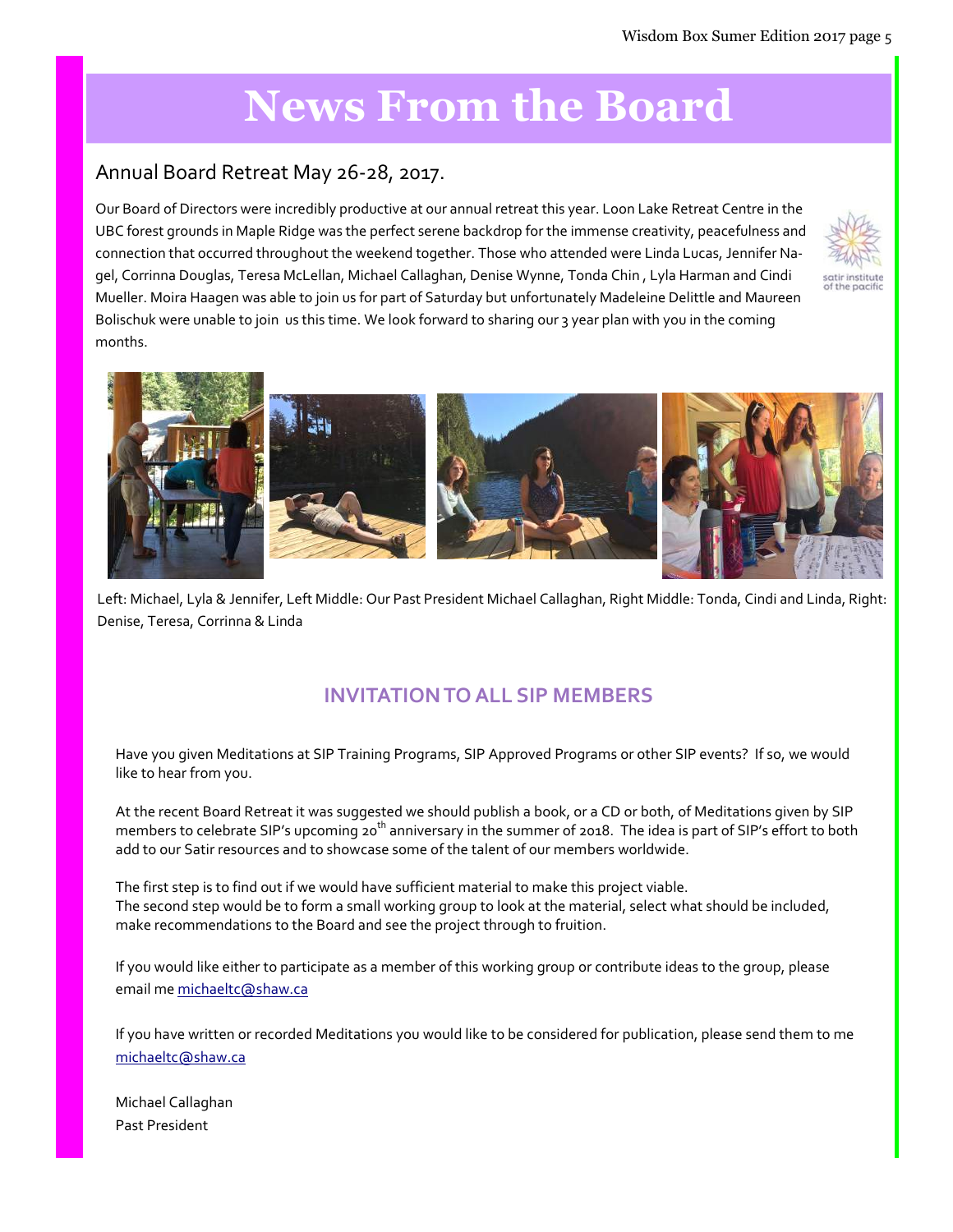# News From the Board

## Annual Board Retreat May 26-28, 2017.

Our Board of Directors were incredibly productive at our annual retreat this year. Loon Lake Retreat Centre in the UBC forest grounds in Maple Ridge was the perfect serene backdrop for the immense creativity, peacefulness and connection that occurred throughout the weekend together. Those who attended were Linda Lucas, Jennifer Nagel, Corrinna Douglas, Teresa McLellan, Michael Callaghan, Denise Wynne, Tonda Chin , Lyla Harman and Cindi Mueller. Moira Haagen was able to join us for part of Saturday but unfortunately Madeleine Delittle and Maureen Bolischuk were unable to join us this time. We look forward to sharing our 3 year plan with you in the coming months.

Left: Michael, Lyla & Jennifer, Left Middle: Our Past President Michael Callaghan, Right Middle: Tonda, Cindi and Linda, Right: Denise, Teresa, Corrinna & Linda

## INVITATION TO ALL SIP MEMBERS

Have you given Meditations at SIP Training Programs, SIP Approved Programs or other SIP events? If so, we would like to hear from you.

At the recent Board Retreat it was suggested we should publish a book, or a CD or both, of Meditations given by SIP members to celebrate SIP's upcoming 20th anniversary in the summer of 2018. The idea is part of SIP's effort to both add to our Satir resources and to showcase some of the talent of our members worldwide.

The first step is to find out if we would have sufficient material to make this project viable.
The second step would be to form a small working group to look at the material, select what should be included, make recommendations to the Board and see the project through to fruition.

If you would like either to participate as a member of this working group or contribute ideas to the group, please email me michaeltc@shaw.ca

If you have written or recorded Meditations you would like to be considered for publication, please send them to me michaeltc@shaw.ca

Michael Callaghan
Past President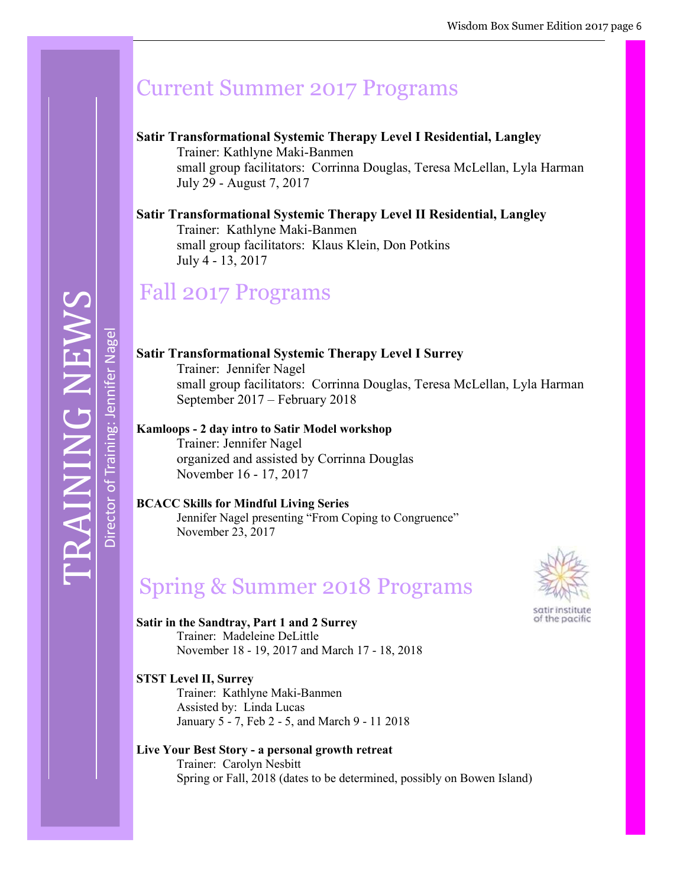# TRAINING NEWS

Director of Training: Jennifer Nagel

## Current Summer 2017 Programs

**Satir Transformational Systemic Therapy Level I Residential, Langley**
Trainer: Kathlyne Maki-Banmen
small group facilitators: Corrinna Douglas, Teresa McLellan, Lyla Harman
July 29 - August 7, 2017

**Satir Transformational Systemic Therapy Level II Residential, Langley**
Trainer: Kathlyne Maki-Banmen
small group facilitators: Klaus Klein, Don Potkins
July 4 - 13, 2017

## Fall 2017 Programs

**Satir Transformational Systemic Therapy Level I Surrey**
Trainer: Jennifer Nagel
small group facilitators: Corrinna Douglas, Teresa McLellan, Lyla Harman
September 2017 – February 2018

**Kamloops - 2 day intro to Satir Model workshop**
Trainer: Jennifer Nagel
organized and assisted by Corrinna Douglas
November 16 - 17, 2017

**BCACC Skills for Mindful Living Series**
Jennifer Nagel presenting "From Coping to Congruence"
November 23, 2017

## Spring & Summer 2018 Programs

satir institute of the pacific

**Satir in the Sandtray, Part 1 and 2 Surrey**
Trainer: Madeleine DeLittle
November 18 - 19, 2017 and March 17 - 18, 2018

**STST Level II, Surrey**
Trainer: Kathlyne Maki-Banmen
Assisted by: Linda Lucas
January 5 - 7, Feb 2 - 5, and March 9 - 11 2018

**Live Your Best Story - a personal growth retreat**
Trainer: Carolyn Nesbitt
Spring or Fall, 2018 (dates to be determined, possibly on Bowen Island)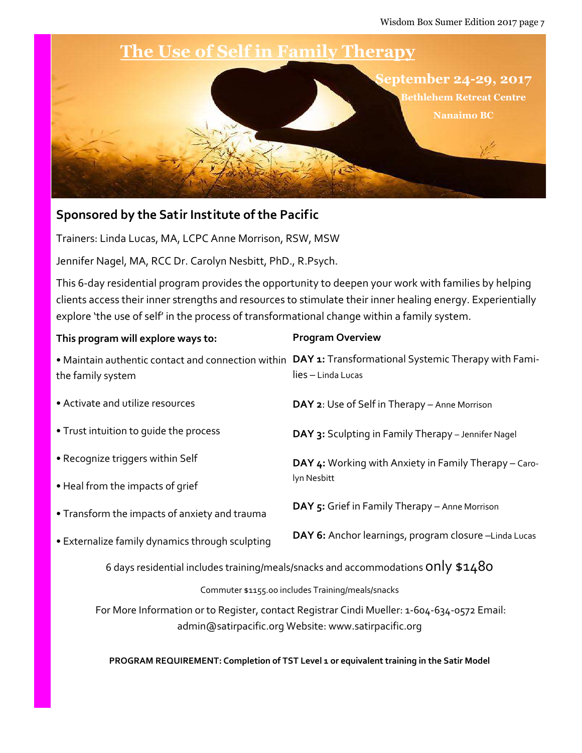# The Use of Self in Family Therapy

**September 24-29, 2017**

**Bethlehem Retreat Centre**

**Nanaimo BC**

## Sponsored by the Satir Institute of the Pacific

Trainers: Linda Lucas, MA, LCPC Anne Morrison, RSW, MSW

Jennifer Nagel, MA, RCC Dr. Carolyn Nesbitt, PhD., R.Psych.

This 6-day residential program provides the opportunity to deepen your work with families by helping clients access their inner strengths and resources to stimulate their inner healing energy. Experientially explore 'the use of self' in the process of transformational change within a family system.

**This program will explore ways to:**

- Maintain authentic contact and connection within the family system
- Activate and utilize resources
- Trust intuition to guide the process
- Recognize triggers within Self
- Heal from the impacts of grief
- Transform the impacts of anxiety and trauma
- Externalize family dynamics through sculpting

**Program Overview**

**DAY 1:** Transformational Systemic Therapy with Families – Linda Lucas

**DAY 2**: Use of Self in Therapy – Anne Morrison

**DAY 3:** Sculpting in Family Therapy – Jennifer Nagel

**DAY 4:** Working with Anxiety in Family Therapy – Carolyn Nesbitt

**DAY 5:** Grief in Family Therapy – Anne Morrison

**DAY 6:** Anchor learnings, program closure –Linda Lucas

6 days residential includes training/meals/snacks and accommodations only $1480

Commuter $1155.00 includes Training/meals/snacks

For More Information or to Register, contact Registrar Cindi Mueller: 1-604-634-0572 Email: admin@satirpacific.org Website: www.satirpacific.org

**PROGRAM REQUIREMENT: Completion of TST Level 1 or equivalent training in the Satir Model**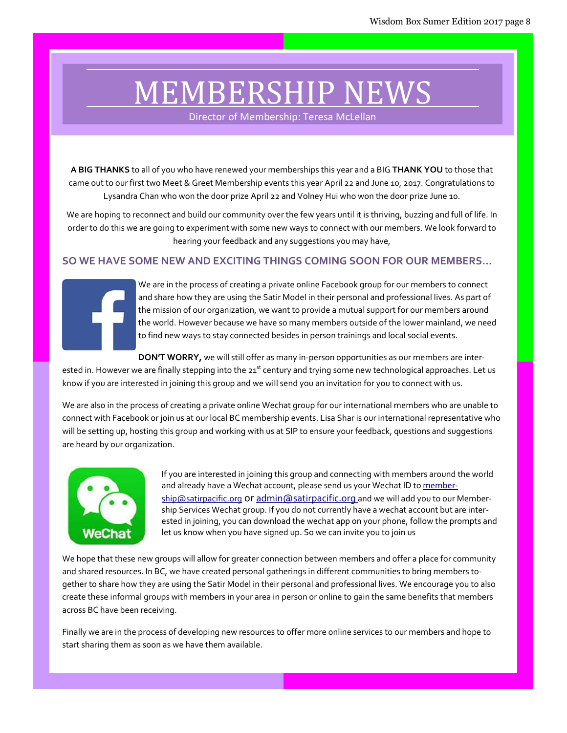# MEMBERSHIP NEWS

Director of Membership: Teresa McLellan

**A BIG THANKS** to all of you who have renewed your memberships this year and a BIG **THANK YOU** to those that came out to our first two Meet & Greet Membership events this year April 22 and June 10, 2017. Congratulations to Lysandra Chan who won the door prize April 22 and Volney Hui who won the door prize June 10.

We are hoping to reconnect and build our community over the few years until it is thriving, buzzing and full of life. In order to do this we are going to experiment with some new ways to connect with our members. We look forward to hearing your feedback and any suggestions you may have,

## SO WE HAVE SOME NEW AND EXCITING THINGS COMING SOON FOR OUR MEMBERS…

We are in the process of creating a private online Facebook group for our members to connect and share how they are using the Satir Model in their personal and professional lives. As part of the mission of our organization, we want to provide a mutual support for our members around the world. However because we have so many members outside of the lower mainland, we need to find new ways to stay connected besides in person trainings and local social events.

**DON'T WORRY,** we will still offer as many in-person opportunities as our members are interested in. However we are finally stepping into the 21st century and trying some new technological approaches. Let us know if you are interested in joining this group and we will send you an invitation for you to connect with us.

We are also in the process of creating a private online Wechat group for our international members who are unable to connect with Facebook or join us at our local BC membership events. Lisa Shar is our international representative who will be setting up, hosting this group and working with us at SIP to ensure your feedback, questions and suggestions are heard by our organization.

If you are interested in joining this group and connecting with members around the world and already have a Wechat account, please send us your Wechat ID to membership@satirpacific.org or admin@satirpacific.org and we will add you to our Membership Services Wechat group. If you do not currently have a wechat account but are interested in joining, you can download the wechat app on your phone, follow the prompts and let us know when you have signed up. So we can invite you to join us

We hope that these new groups will allow for greater connection between members and offer a place for community and shared resources. In BC, we have created personal gatherings in different communities to bring members together to share how they are using the Satir Model in their personal and professional lives. We encourage you to also create these informal groups with members in your area in person or online to gain the same benefits that members across BC have been receiving.

Finally we are in the process of developing new resources to offer more online services to our members and hope to start sharing them as soon as we have them available.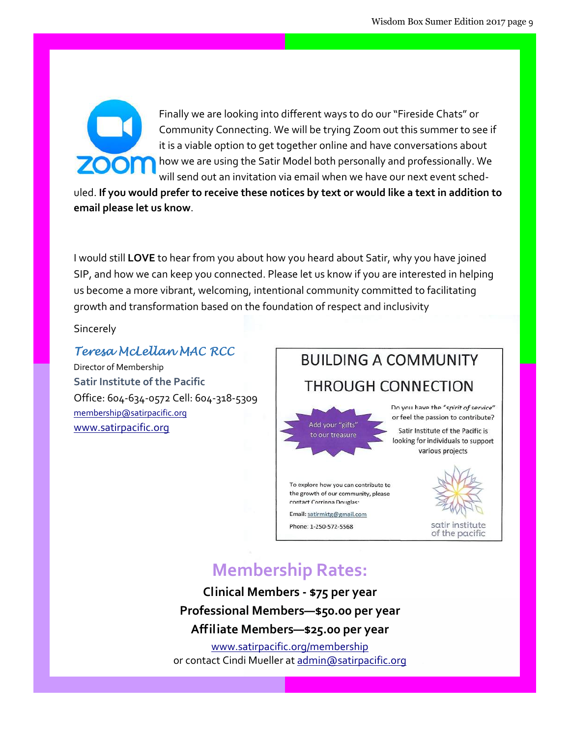Finally we are looking into different ways to do our "Fireside Chats" or Community Connecting. We will be trying Zoom out this summer to see if it is a viable option to get together online and have conversations about how we are using the Satir Model both personally and professionally. We will send out an invitation via email when we have our next event scheduled. **If you would prefer to receive these notices by text or would like a text in addition to email please let us know**.

I would still **LOVE** to hear from you about how you heard about Satir, why you have joined SIP, and how we can keep you connected. Please let us know if you are interested in helping us become a more vibrant, welcoming, intentional community committed to facilitating growth and transformation based on the foundation of respect and inclusivity

Sincerely

*Teresa McLellan MAC RCC*
Director of Membership
**Satir Institute of the Pacific**
Office: 604-634-0572 Cell: 604-318-5309
membership@satirpacific.org
www.satirpacific.org

## BUILDING A COMMUNITY THROUGH CONNECTION

Add your "gifts" to our treasure

Do you have the *"spirit of service"* or feel the passion to contribute?

Satir Institute of the Pacific is looking for individuals to support various projects

To explore how you can contribute to the growth of our community, please contact Corrinna Douglas:

Email: satirmktg@gmail.com

Phone: 1-250-572-5568

satir institute of the pacific

## Membership Rates:

**Clinical Members - $75 per year**

**Professional Members—$50.00 per year**

**Affiliate Members—$25.00 per year**

www.satirpacific.org/membership
or contact Cindi Mueller at admin@satirpacific.org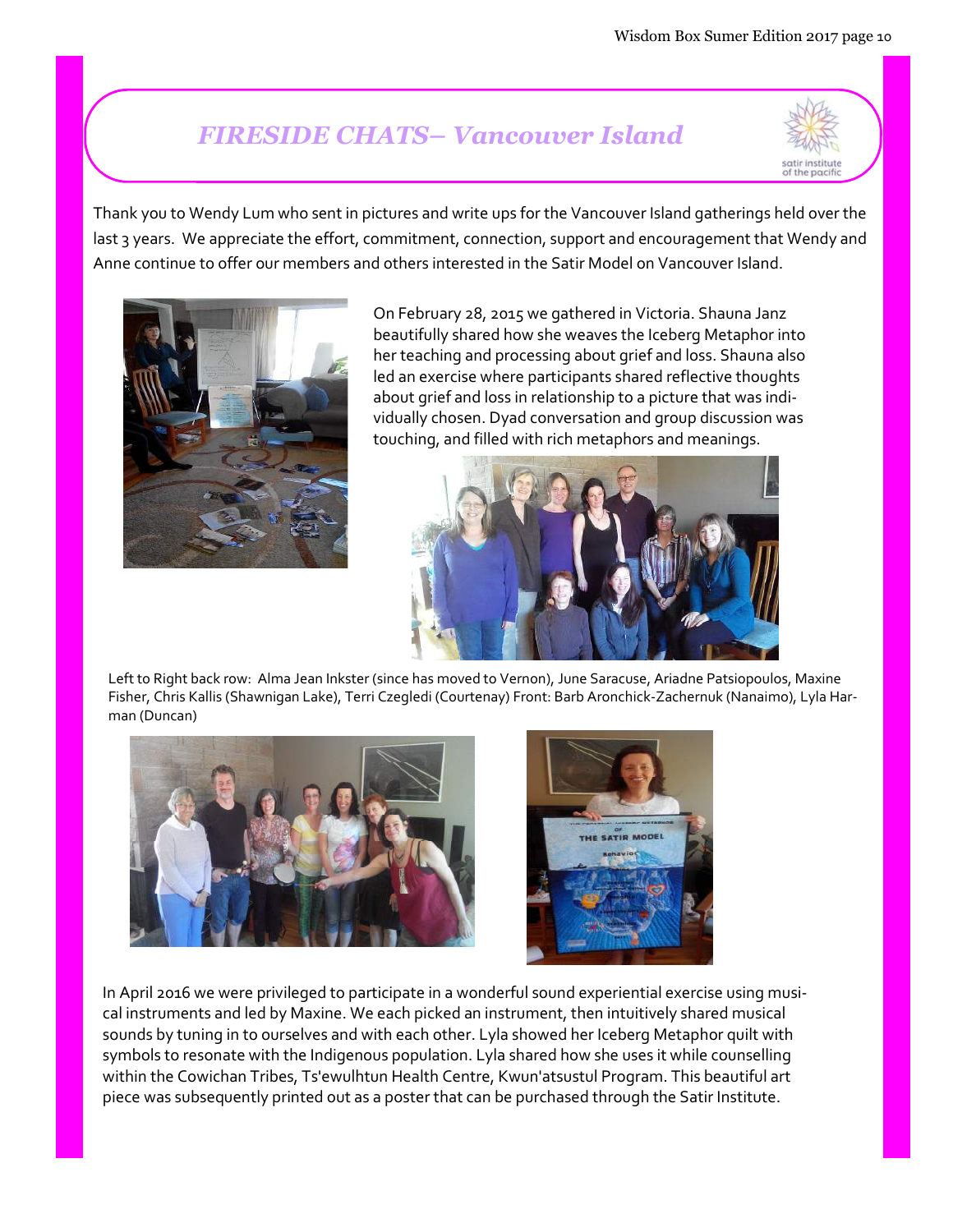## *FIRESIDE CHATS– Vancouver Island*

Thank you to Wendy Lum who sent in pictures and write ups for the Vancouver Island gatherings held over the last 3 years. We appreciate the effort, commitment, connection, support and encouragement that Wendy and Anne continue to offer our members and others interested in the Satir Model on Vancouver Island.

On February 28, 2015 we gathered in Victoria. Shauna Janz beautifully shared how she weaves the Iceberg Metaphor into her teaching and processing about grief and loss. Shauna also led an exercise where participants shared reflective thoughts about grief and loss in relationship to a picture that was individually chosen. Dyad conversation and group discussion was touching, and filled with rich metaphors and meanings.

Left to Right back row: Alma Jean Inkster (since has moved to Vernon), June Saracuse, Ariadne Patsiopoulos, Maxine Fisher, Chris Kallis (Shawnigan Lake), Terri Czegledi (Courtenay) Front: Barb Aronchick-Zachernuk (Nanaimo), Lyla Harman (Duncan)

In April 2016 we were privileged to participate in a wonderful sound experiential exercise using musical instruments and led by Maxine. We each picked an instrument, then intuitively shared musical sounds by tuning in to ourselves and with each other. Lyla showed her Iceberg Metaphor quilt with symbols to resonate with the Indigenous population. Lyla shared how she uses it while counselling within the Cowichan Tribes, Ts'ewulhtun Health Centre, Kwun'atsustul Program. This beautiful art piece was subsequently printed out as a poster that can be purchased through the Satir Institute.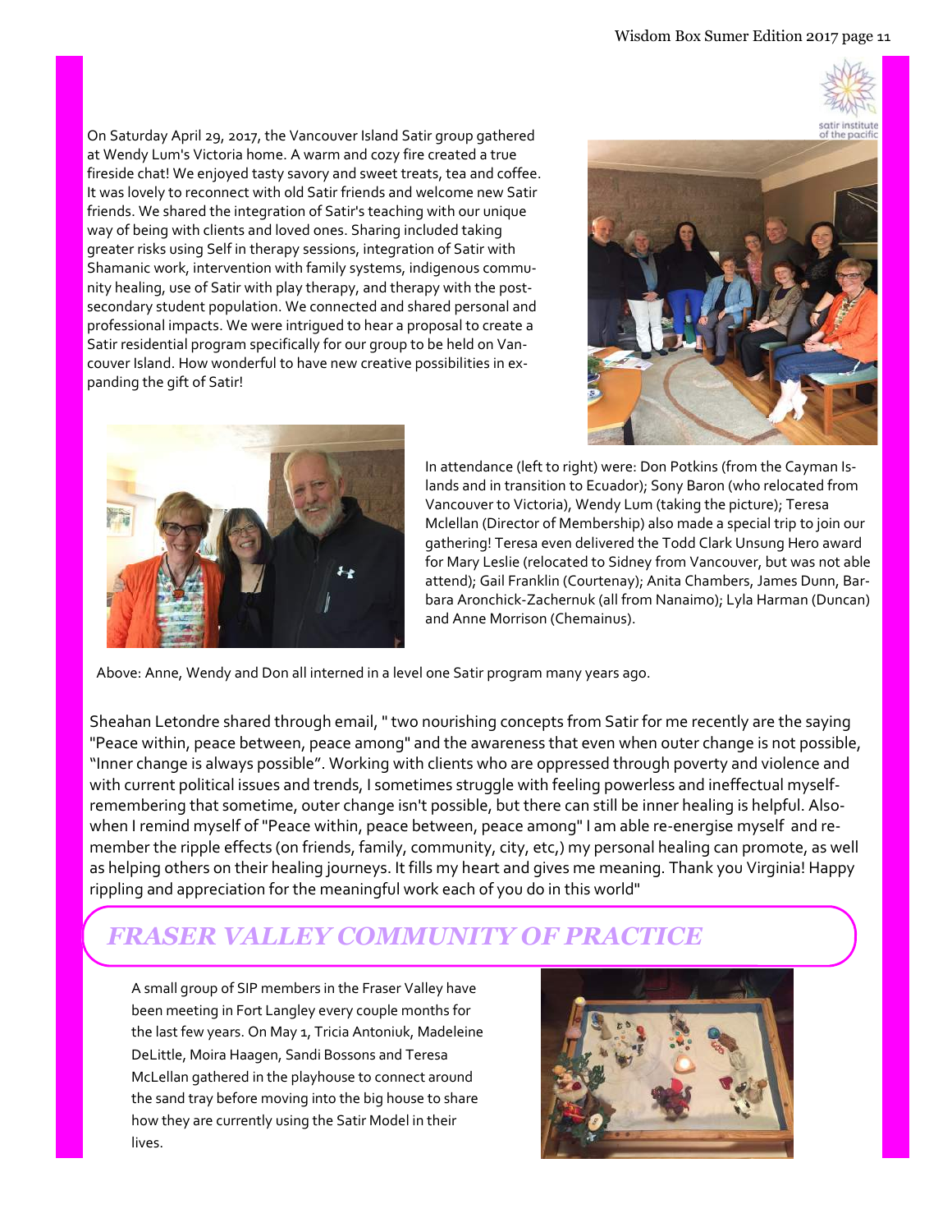On Saturday April 29, 2017, the Vancouver Island Satir group gathered at Wendy Lum's Victoria home. A warm and cozy fire created a true fireside chat! We enjoyed tasty savory and sweet treats, tea and coffee. It was lovely to reconnect with old Satir friends and welcome new Satir friends. We shared the integration of Satir's teaching with our unique way of being with clients and loved ones. Sharing included taking greater risks using Self in therapy sessions, integration of Satir with Shamanic work, intervention with family systems, indigenous community healing, use of Satir with play therapy, and therapy with the post-secondary student population. We connected and shared personal and professional impacts. We were intrigued to hear a proposal to create a Satir residential program specifically for our group to be held on Vancouver Island. How wonderful to have new creative possibilities in expanding the gift of Satir!

In attendance (left to right) were: Don Potkins (from the Cayman Islands and in transition to Ecuador); Sony Baron (who relocated from Vancouver to Victoria), Wendy Lum (taking the picture); Teresa Mclellan (Director of Membership) also made a special trip to join our gathering! Teresa even delivered the Todd Clark Unsung Hero award for Mary Leslie (relocated to Sidney from Vancouver, but was not able attend); Gail Franklin (Courtenay); Anita Chambers, James Dunn, Barbara Aronchick-Zachernuk (all from Nanaimo); Lyla Harman (Duncan) and Anne Morrison (Chemainus).

Above: Anne, Wendy and Don all interned in a level one Satir program many years ago.

Sheahan Letondre shared through email, " two nourishing concepts from Satir for me recently are the saying "Peace within, peace between, peace among" and the awareness that even when outer change is not possible, "Inner change is always possible". Working with clients who are oppressed through poverty and violence and with current political issues and trends, I sometimes struggle with feeling powerless and ineffectual myself- remembering that sometime, outer change isn't possible, but there can still be inner healing is helpful. Also- when I remind myself of "Peace within, peace between, peace among" I am able re-energise myself and remember the ripple effects (on friends, family, community, city, etc,) my personal healing can promote, as well as helping others on their healing journeys. It fills my heart and gives me meaning. Thank you Virginia! Happy rippling and appreciation for the meaningful work each of you do in this world"

## FRASER VALLEY COMMUNITY OF PRACTICE

A small group of SIP members in the Fraser Valley have been meeting in Fort Langley every couple months for the last few years. On May 1, Tricia Antoniuk, Madeleine DeLittle, Moira Haagen, Sandi Bossons and Teresa McLellan gathered in the playhouse to connect around the sand tray before moving into the big house to share how they are currently using the Satir Model in their lives.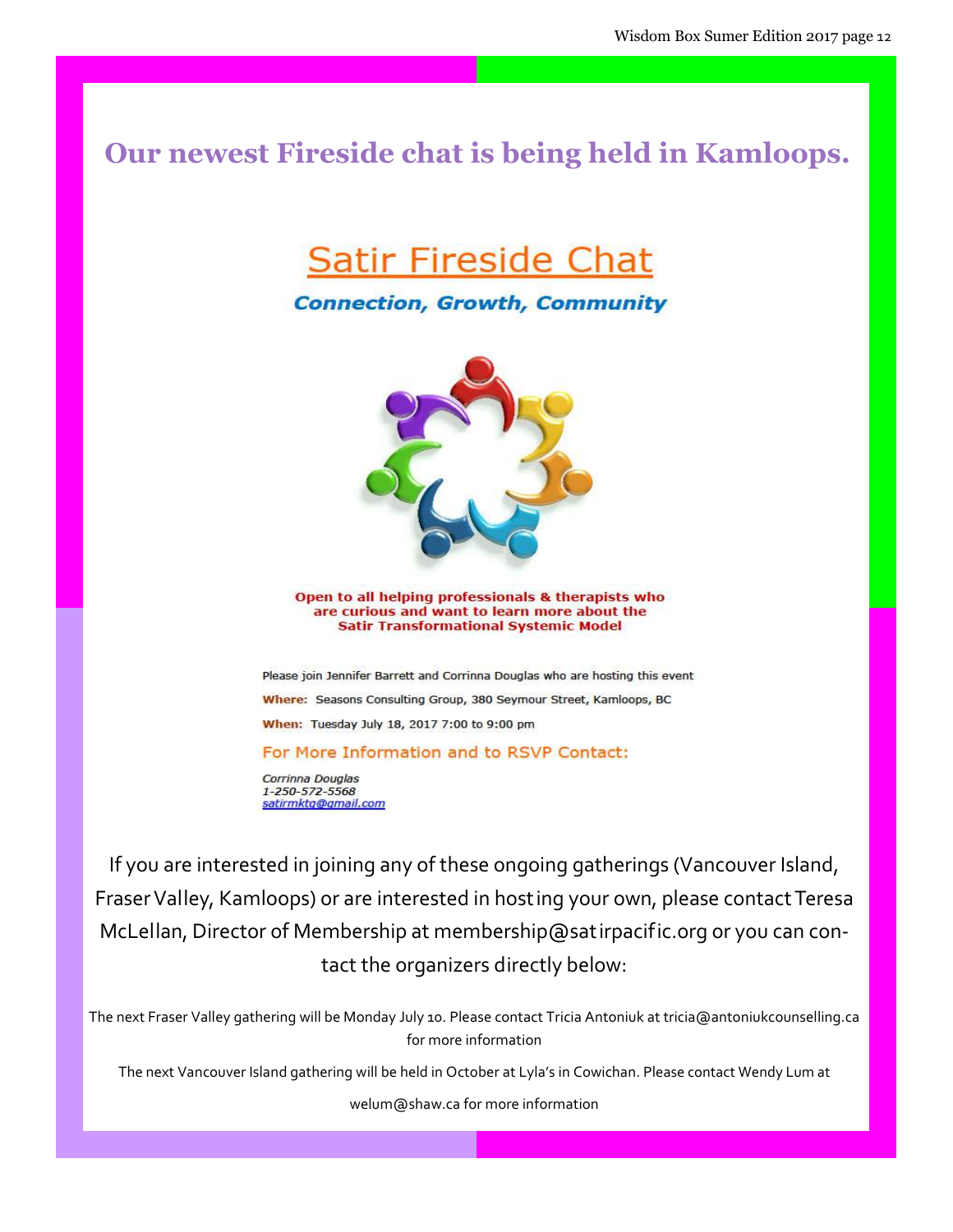# Our newest Fireside chat is being held in Kamloops.

## Satir Fireside Chat

***Connection, Growth, Community***

**Open to all helping professionals & therapists who are curious and want to learn more about the Satir Transformational Systemic Model**

Please join Jennifer Barrett and Corrinna Douglas who are hosting this event

**Where:** Seasons Consulting Group, 380 Seymour Street, Kamloops, BC

**When:** Tuesday July 18, 2017 7:00 to 9:00 pm

For More Information and to RSVP Contact:

*Corrinna Douglas*
*1-250-572-5568*
*satirmktg@gmail.com*

If you are interested in joining any of these ongoing gatherings (Vancouver Island, Fraser Valley, Kamloops) or are interested in hosting your own, please contact Teresa McLellan, Director of Membership at membership@satirpacific.org or you can contact the organizers directly below:

The next Fraser Valley gathering will be Monday July 10. Please contact Tricia Antoniuk at tricia@antoniukcounselling.ca for more information

The next Vancouver Island gathering will be held in October at Lyla's in Cowichan. Please contact Wendy Lum at welum@shaw.ca for more information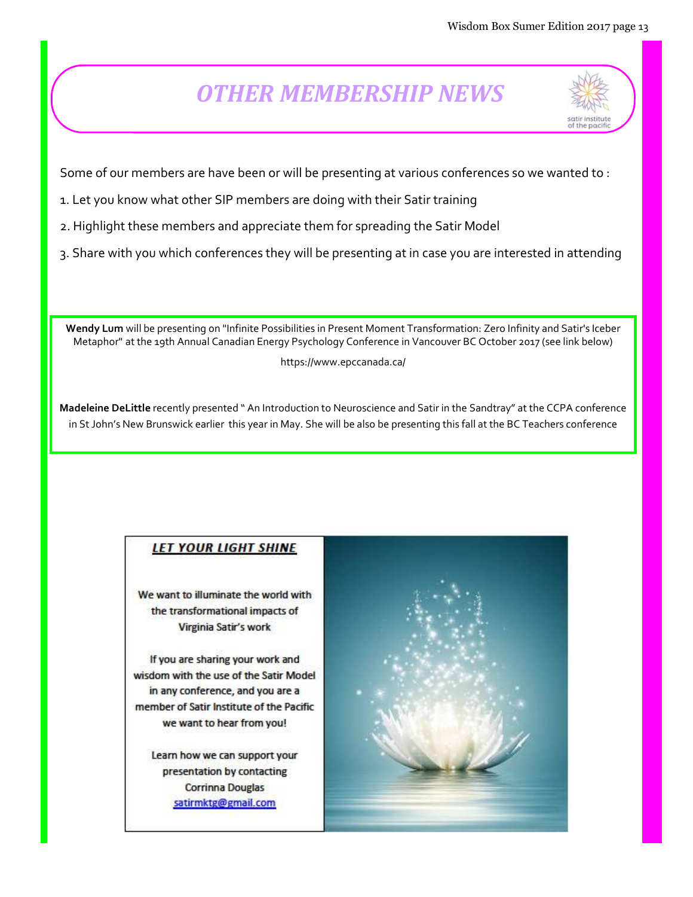# *OTHER MEMBERSHIP NEWS*

Some of our members are have been or will be presenting at various conferences so we wanted to :

1. Let you know what other SIP members are doing with their Satir training
2. Highlight these members and appreciate them for spreading the Satir Model
3. Share with you which conferences they will be presenting at in case you are interested in attending

**Wendy Lum** will be presenting on "Infinite Possibilities in Present Moment Transformation: Zero Infinity and Satir's Iceber Metaphor" at the 19th Annual Canadian Energy Psychology Conference in Vancouver BC October 2017 (see link below)

https://www.epccanada.ca/

**Madeleine DeLittle** recently presented " An Introduction to Neuroscience and Satir in the Sandtray" at the CCPA conference in St John's New Brunswick earlier this year in May. She will be also be presenting this fall at the BC Teachers conference

## ***LET YOUR LIGHT SHINE***

We want to illuminate the world with the transformational impacts of Virginia Satir's work

If you are sharing your work and wisdom with the use of the Satir Model in any conference, and you are a member of Satir Institute of the Pacific we want to hear from you!

Learn how we can support your presentation by contacting Corrinna Douglas satirmktg@gmail.com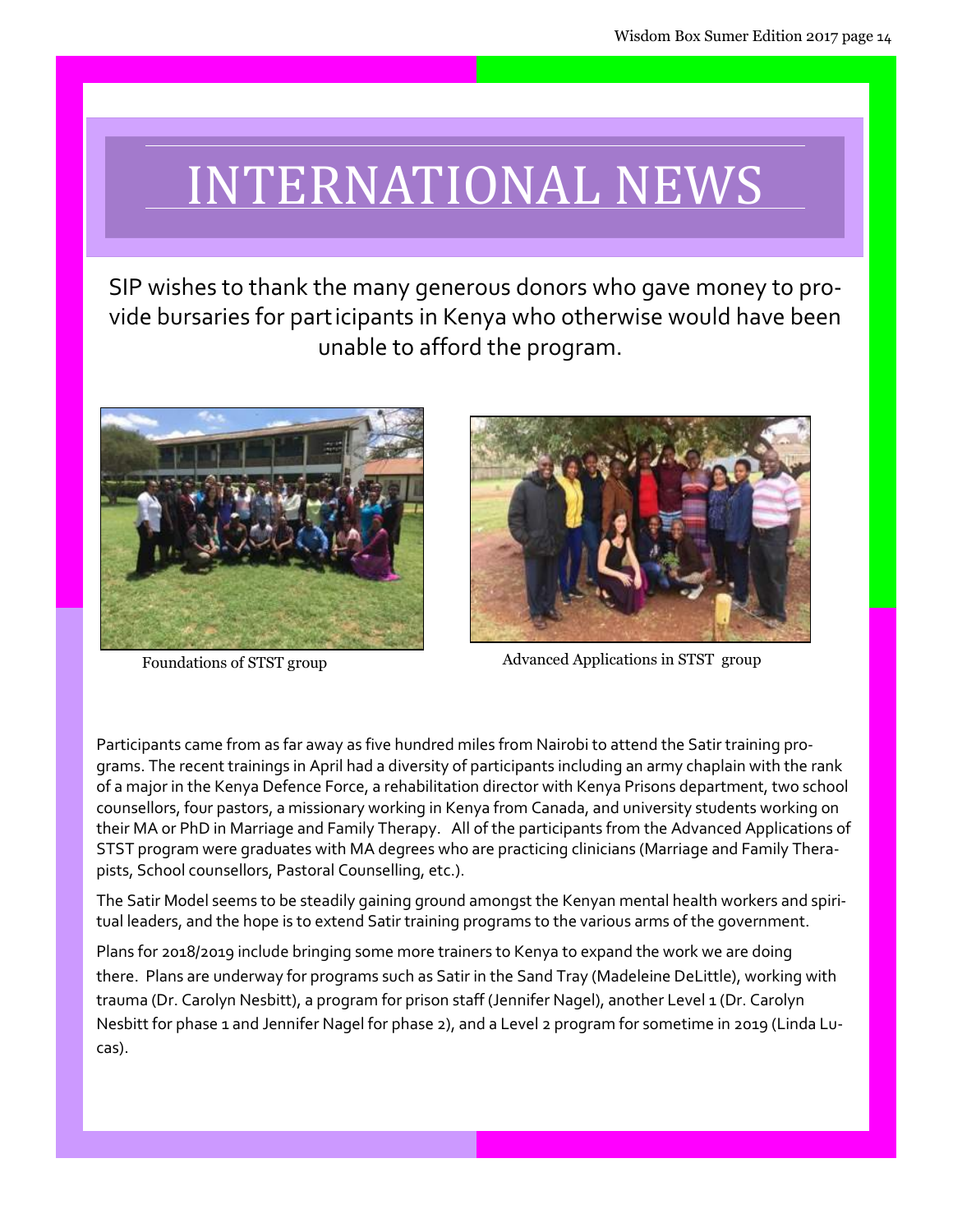# INTERNATIONAL NEWS

SIP wishes to thank the many generous donors who gave money to provide bursaries for participants in Kenya who otherwise would have been unable to afford the program.

Foundations of STST group

Advanced Applications in STST group

Participants came from as far away as five hundred miles from Nairobi to attend the Satir training programs. The recent trainings in April had a diversity of participants including an army chaplain with the rank of a major in the Kenya Defence Force, a rehabilitation director with Kenya Prisons department, two school counsellors, four pastors, a missionary working in Kenya from Canada, and university students working on their MA or PhD in Marriage and Family Therapy. All of the participants from the Advanced Applications of STST program were graduates with MA degrees who are practicing clinicians (Marriage and Family Therapists, School counsellors, Pastoral Counselling, etc.).

The Satir Model seems to be steadily gaining ground amongst the Kenyan mental health workers and spiritual leaders, and the hope is to extend Satir training programs to the various arms of the government.

Plans for 2018/2019 include bringing some more trainers to Kenya to expand the work we are doing there. Plans are underway for programs such as Satir in the Sand Tray (Madeleine DeLittle), working with trauma (Dr. Carolyn Nesbitt), a program for prison staff (Jennifer Nagel), another Level 1 (Dr. Carolyn Nesbitt for phase 1 and Jennifer Nagel for phase 2), and a Level 2 program for sometime in 2019 (Linda Lucas).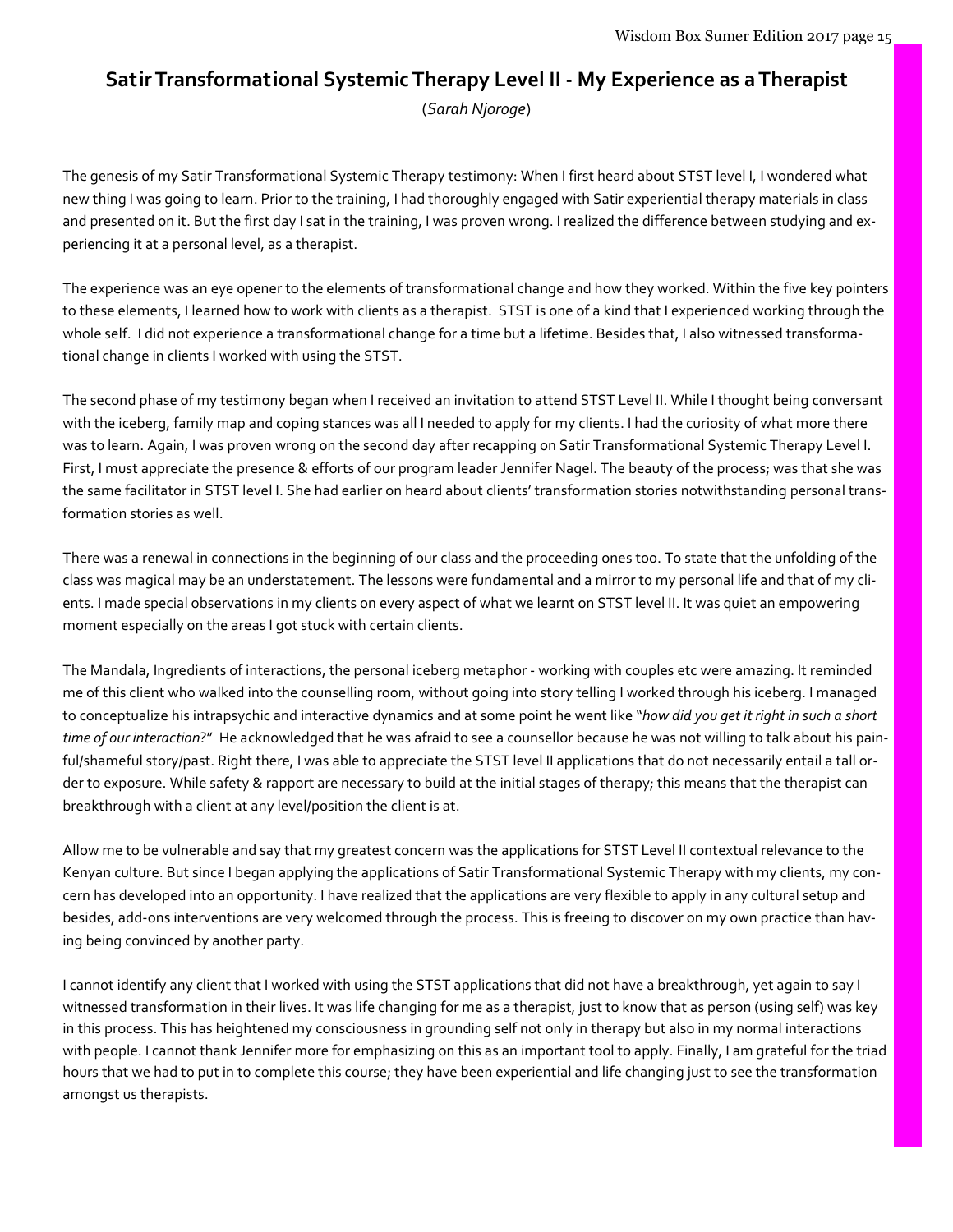## Satir Transformational Systemic Therapy Level II - My Experience as a Therapist

(*Sarah Njoroge*)

The genesis of my Satir Transformational Systemic Therapy testimony: When I first heard about STST level I, I wondered what new thing I was going to learn. Prior to the training, I had thoroughly engaged with Satir experiential therapy materials in class and presented on it. But the first day I sat in the training, I was proven wrong. I realized the difference between studying and experiencing it at a personal level, as a therapist.

The experience was an eye opener to the elements of transformational change and how they worked. Within the five key pointers to these elements, I learned how to work with clients as a therapist. STST is one of a kind that I experienced working through the whole self. I did not experience a transformational change for a time but a lifetime. Besides that, I also witnessed transformational change in clients I worked with using the STST.

The second phase of my testimony began when I received an invitation to attend STST Level II. While I thought being conversant with the iceberg, family map and coping stances was all I needed to apply for my clients. I had the curiosity of what more there was to learn. Again, I was proven wrong on the second day after recapping on Satir Transformational Systemic Therapy Level I. First, I must appreciate the presence & efforts of our program leader Jennifer Nagel. The beauty of the process; was that she was the same facilitator in STST level I. She had earlier on heard about clients' transformation stories notwithstanding personal transformation stories as well.

There was a renewal in connections in the beginning of our class and the proceeding ones too. To state that the unfolding of the class was magical may be an understatement. The lessons were fundamental and a mirror to my personal life and that of my clients. I made special observations in my clients on every aspect of what we learnt on STST level II. It was quiet an empowering moment especially on the areas I got stuck with certain clients.

The Mandala, Ingredients of interactions, the personal iceberg metaphor - working with couples etc were amazing. It reminded me of this client who walked into the counselling room, without going into story telling I worked through his iceberg. I managed to conceptualize his intrapsychic and interactive dynamics and at some point he went like "*how did you get it right in such a short time of our interaction?*" He acknowledged that he was afraid to see a counsellor because he was not willing to talk about his painful/shameful story/past. Right there, I was able to appreciate the STST level II applications that do not necessarily entail a tall order to exposure. While safety & rapport are necessary to build at the initial stages of therapy; this means that the therapist can breakthrough with a client at any level/position the client is at.

Allow me to be vulnerable and say that my greatest concern was the applications for STST Level II contextual relevance to the Kenyan culture. But since I began applying the applications of Satir Transformational Systemic Therapy with my clients, my concern has developed into an opportunity. I have realized that the applications are very flexible to apply in any cultural setup and besides, add-ons interventions are very welcomed through the process. This is freeing to discover on my own practice than having being convinced by another party.

I cannot identify any client that I worked with using the STST applications that did not have a breakthrough, yet again to say I witnessed transformation in their lives. It was life changing for me as a therapist, just to know that as person (using self) was key in this process. This has heightened my consciousness in grounding self not only in therapy but also in my normal interactions with people. I cannot thank Jennifer more for emphasizing on this as an important tool to apply. Finally, I am grateful for the triad hours that we had to put in to complete this course; they have been experiential and life changing just to see the transformation amongst us therapists.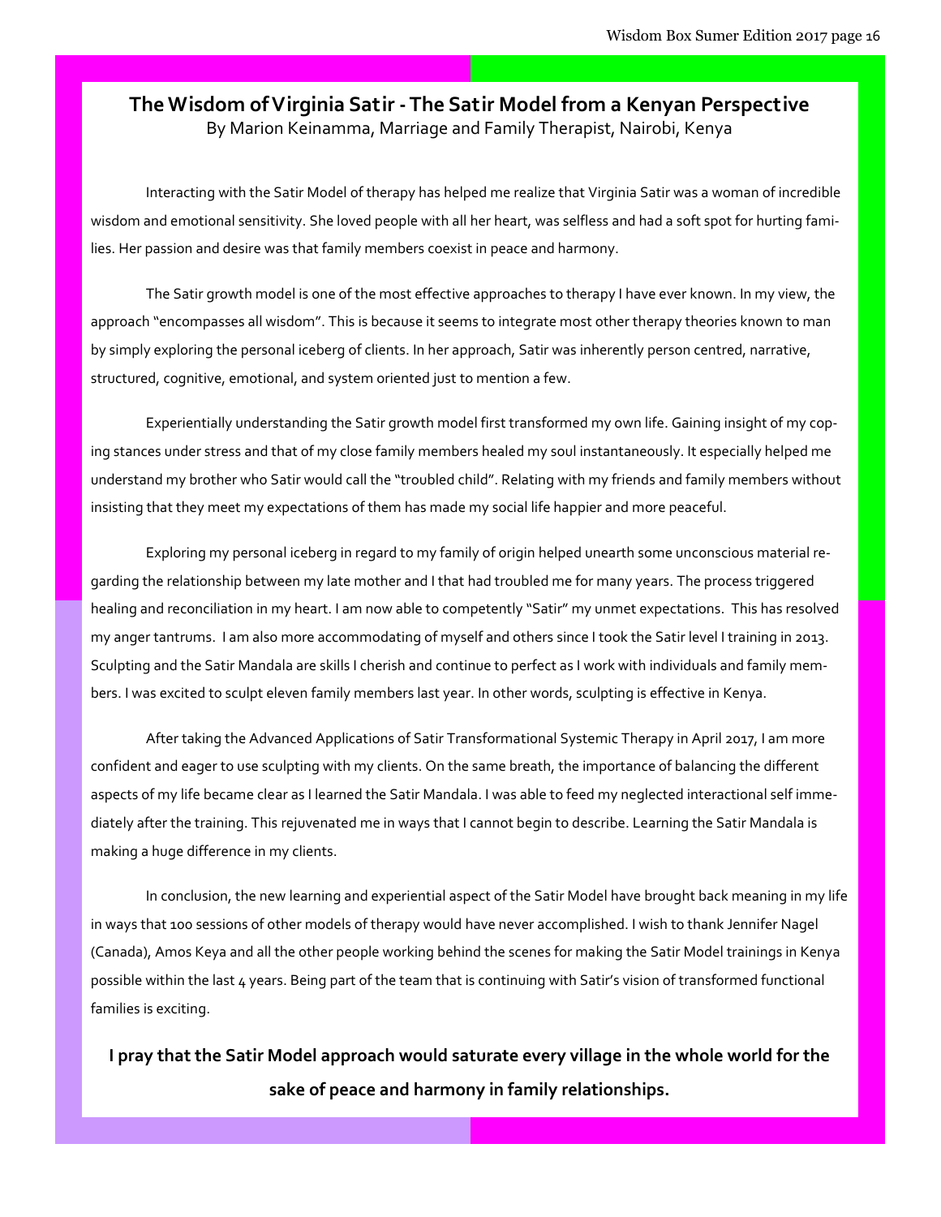## The Wisdom of Virginia Satir - The Satir Model from a Kenyan Perspective

By Marion Keinamma, Marriage and Family Therapist, Nairobi, Kenya

Interacting with the Satir Model of therapy has helped me realize that Virginia Satir was a woman of incredible wisdom and emotional sensitivity. She loved people with all her heart, was selfless and had a soft spot for hurting families. Her passion and desire was that family members coexist in peace and harmony.

The Satir growth model is one of the most effective approaches to therapy I have ever known. In my view, the approach "encompasses all wisdom". This is because it seems to integrate most other therapy theories known to man by simply exploring the personal iceberg of clients. In her approach, Satir was inherently person centred, narrative, structured, cognitive, emotional, and system oriented just to mention a few.

Experientially understanding the Satir growth model first transformed my own life. Gaining insight of my coping stances under stress and that of my close family members healed my soul instantaneously. It especially helped me understand my brother who Satir would call the "troubled child". Relating with my friends and family members without insisting that they meet my expectations of them has made my social life happier and more peaceful.

Exploring my personal iceberg in regard to my family of origin helped unearth some unconscious material regarding the relationship between my late mother and I that had troubled me for many years. The process triggered healing and reconciliation in my heart. I am now able to competently "Satir" my unmet expectations. This has resolved my anger tantrums. I am also more accommodating of myself and others since I took the Satir level I training in 2013. Sculpting and the Satir Mandala are skills I cherish and continue to perfect as I work with individuals and family members. I was excited to sculpt eleven family members last year. In other words, sculpting is effective in Kenya.

After taking the Advanced Applications of Satir Transformational Systemic Therapy in April 2017, I am more confident and eager to use sculpting with my clients. On the same breath, the importance of balancing the different aspects of my life became clear as I learned the Satir Mandala. I was able to feed my neglected interactional self immediately after the training. This rejuvenated me in ways that I cannot begin to describe. Learning the Satir Mandala is making a huge difference in my clients.

In conclusion, the new learning and experiential aspect of the Satir Model have brought back meaning in my life in ways that 100 sessions of other models of therapy would have never accomplished. I wish to thank Jennifer Nagel (Canada), Amos Keya and all the other people working behind the scenes for making the Satir Model trainings in Kenya possible within the last 4 years. Being part of the team that is continuing with Satir's vision of transformed functional families is exciting.

**I pray that the Satir Model approach would saturate every village in the whole world for the sake of peace and harmony in family relationships.**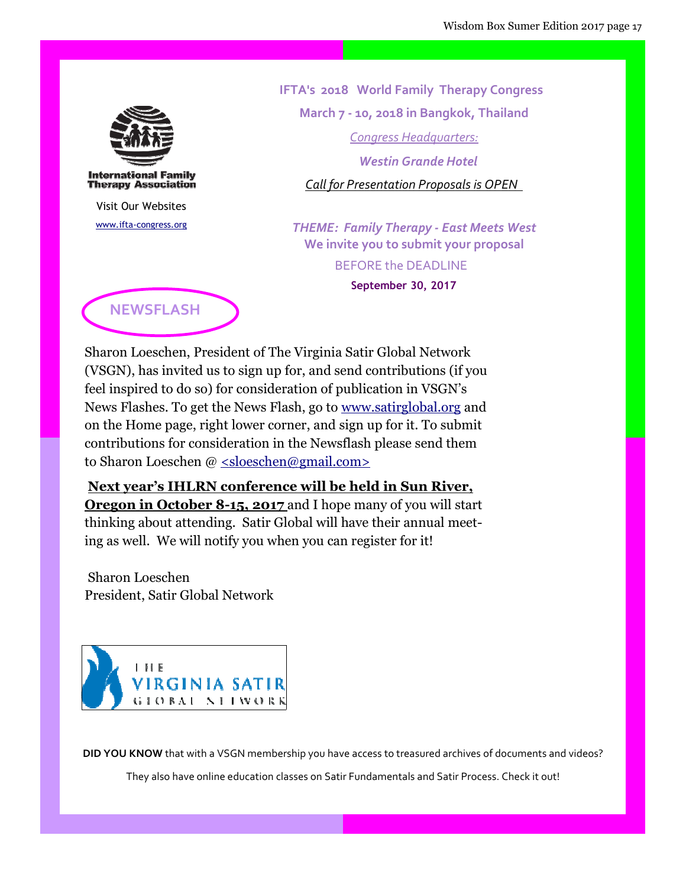International Family Therapy Association

Visit Our Websites

www.ifta-congress.org

**IFTA's 2018 World Family Therapy Congress**

**March 7 - 10, 2018 in Bangkok, Thailand**

*Congress Headquarters:*

***Westin Grande Hotel***

*Call for Presentation Proposals is OPEN*

***THEME: Family Therapy - East Meets West***

**We invite you to submit your proposal**

BEFORE the DEADLINE

**September 30, 2017**

## NEWSFLASH

Sharon Loeschen, President of The Virginia Satir Global Network (VSGN), has invited us to sign up for, and send contributions (if you feel inspired to do so) for consideration of publication in VSGN's News Flashes. To get the News Flash, go to www.satirglobal.org and on the Home page, right lower corner, and sign up for it. To submit contributions for consideration in the Newsflash please send them to Sharon Loeschen @ <sloeschen@gmail.com>

**Next year's IHLRN conference will be held in Sun River, Oregon in October 8-15, 2017** and I hope many of you will start thinking about attending. Satir Global will have their annual meeting as well. We will notify you when you can register for it!

Sharon Loeschen
President, Satir Global Network

THE VIRGINIA SATIR GLOBAL NETWORK

**DID YOU KNOW** that with a VSGN membership you have access to treasured archives of documents and videos?

They also have online education classes on Satir Fundamentals and Satir Process. Check it out!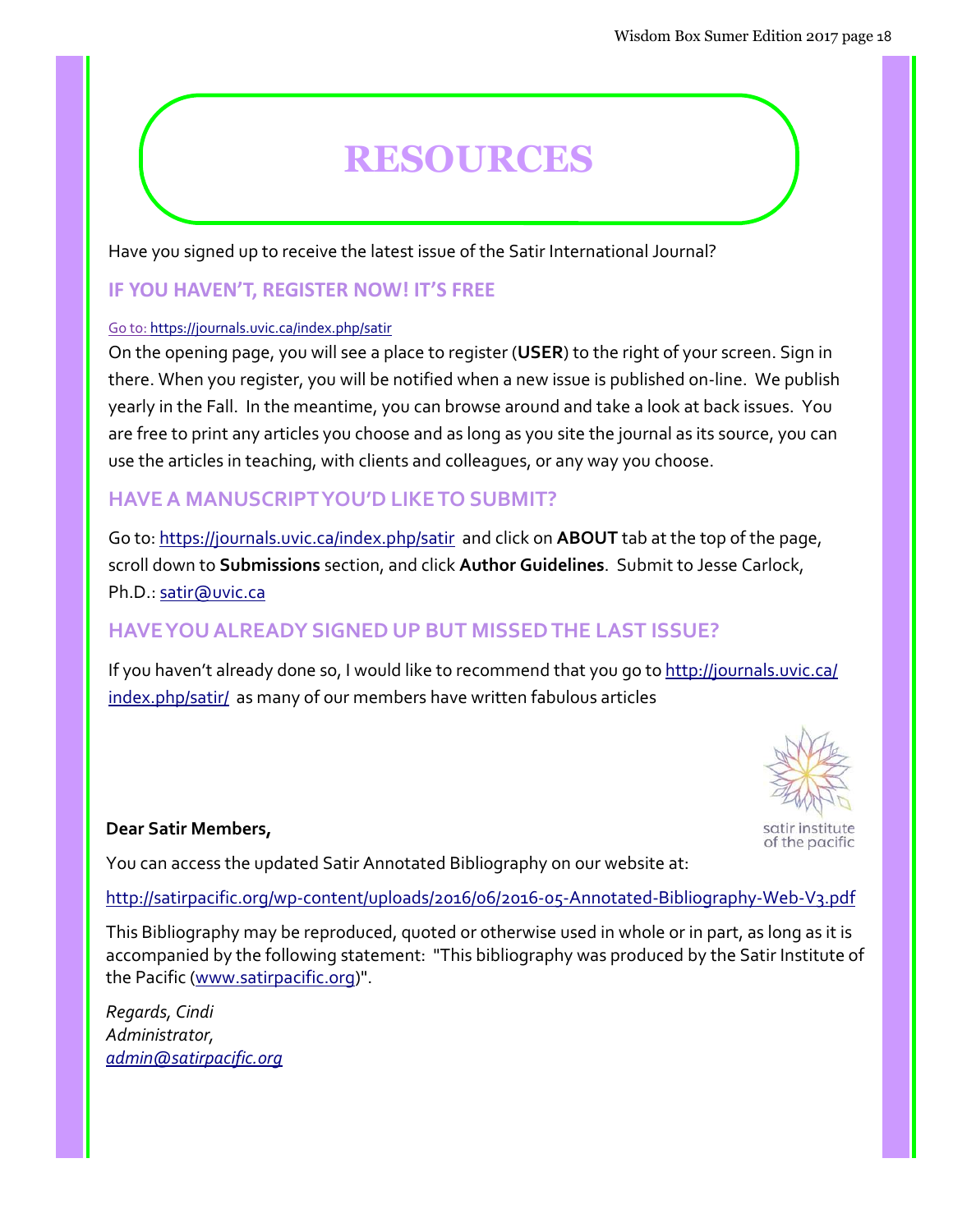# RESOURCES

Have you signed up to receive the latest issue of the Satir International Journal?

## IF YOU HAVEN'T, REGISTER NOW! IT'S FREE

Go to: https://journals.uvic.ca/index.php/satir

On the opening page, you will see a place to register (**USER**) to the right of your screen. Sign in there. When you register, you will be notified when a new issue is published on-line. We publish yearly in the Fall. In the meantime, you can browse around and take a look at back issues. You are free to print any articles you choose and as long as you site the journal as its source, you can use the articles in teaching, with clients and colleagues, or any way you choose.

## HAVE A MANUSCRIPT YOU'D LIKE TO SUBMIT?

Go to: https://journals.uvic.ca/index.php/satir and click on **ABOUT** tab at the top of the page, scroll down to **Submissions** section, and click **Author Guidelines**. Submit to Jesse Carlock, Ph.D.: satir@uvic.ca

## HAVE YOU ALREADY SIGNED UP BUT MISSED THE LAST ISSUE?

If you haven't already done so, I would like to recommend that you go to http://journals.uvic.ca/index.php/satir/ as many of our members have written fabulous articles

satir institute of the pacific

**Dear Satir Members,**

You can access the updated Satir Annotated Bibliography on our website at:

http://satirpacific.org/wp-content/uploads/2016/06/2016-05-Annotated-Bibliography-Web-V3.pdf

This Bibliography may be reproduced, quoted or otherwise used in whole or in part, as long as it is accompanied by the following statement: "This bibliography was produced by the Satir Institute of the Pacific (www.satirpacific.org)".

*Regards, Cindi*
*Administrator,*
*admin@satirpacific.org*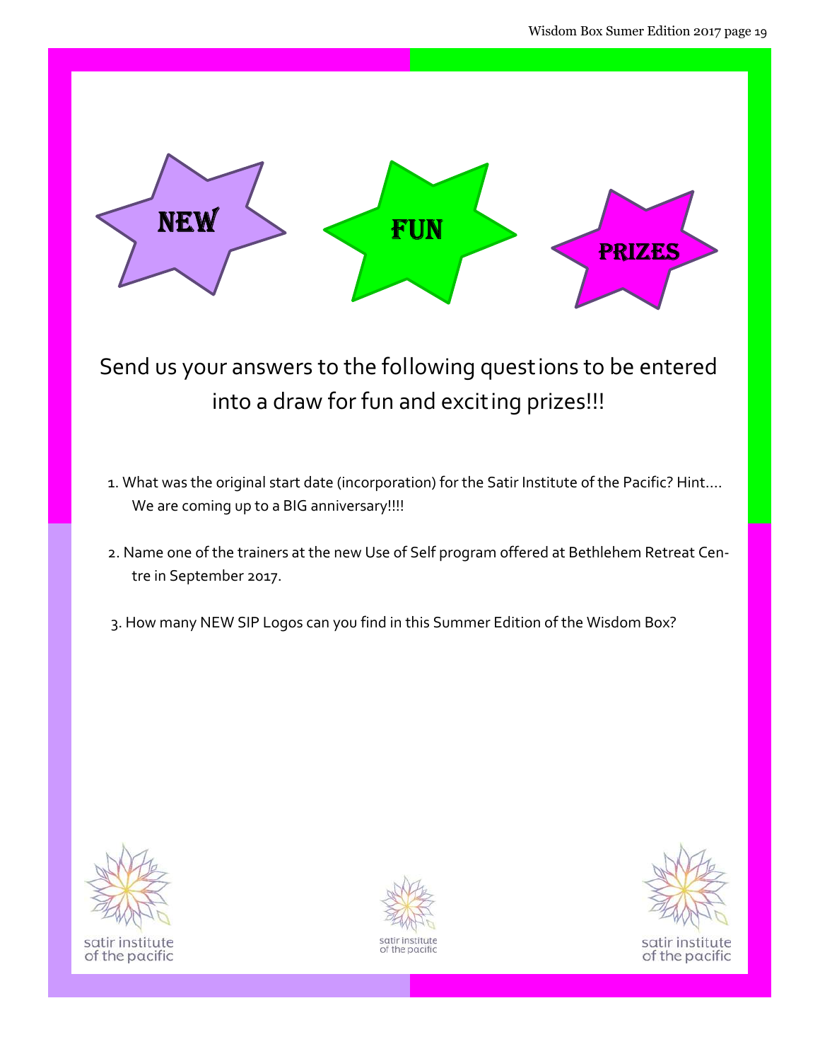**NEW** **FUN** **PRIZES**

Send us your answers to the following questions to be entered into a draw for fun and exciting prizes!!!

1. What was the original start date (incorporation) for the Satir Institute of the Pacific? Hint…. We are coming up to a BIG anniversary!!!!
2. Name one of the trainers at the new Use of Self program offered at Bethlehem Retreat Centre in September 2017.
3. How many NEW SIP Logos can you find in this Summer Edition of the Wisdom Box?

satir institute of the pacific

satir institute of the pacific

satir institute of the pacific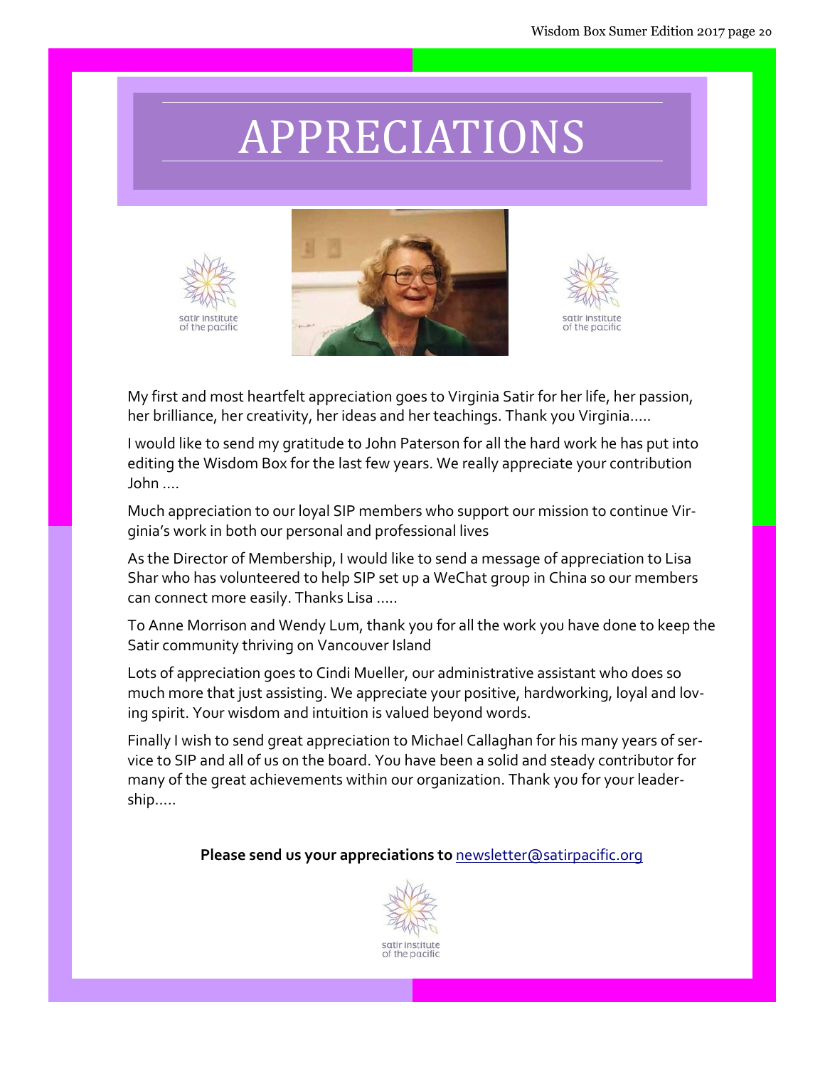# APPRECIATIONS

satir institute of the pacific

satir institute of the pacific

My first and most heartfelt appreciation goes to Virginia Satir for her life, her passion, her brilliance, her creativity, her ideas and her teachings. Thank you Virginia.....

I would like to send my gratitude to John Paterson for all the hard work he has put into editing the Wisdom Box for the last few years. We really appreciate your contribution John ....

Much appreciation to our loyal SIP members who support our mission to continue Virginia's work in both our personal and professional lives

As the Director of Membership, I would like to send a message of appreciation to Lisa Shar who has volunteered to help SIP set up a WeChat group in China so our members can connect more easily. Thanks Lisa .....

To Anne Morrison and Wendy Lum, thank you for all the work you have done to keep the Satir community thriving on Vancouver Island

Lots of appreciation goes to Cindi Mueller, our administrative assistant who does so much more that just assisting. We appreciate your positive, hardworking, loyal and loving spirit. Your wisdom and intuition is valued beyond words.

Finally I wish to send great appreciation to Michael Callaghan for his many years of service to SIP and all of us on the board. You have been a solid and steady contributor for many of the great achievements within our organization. Thank you for your leadership.....

**Please send us your appreciations to** newsletter@satirpacific.org

satir institute of the pacific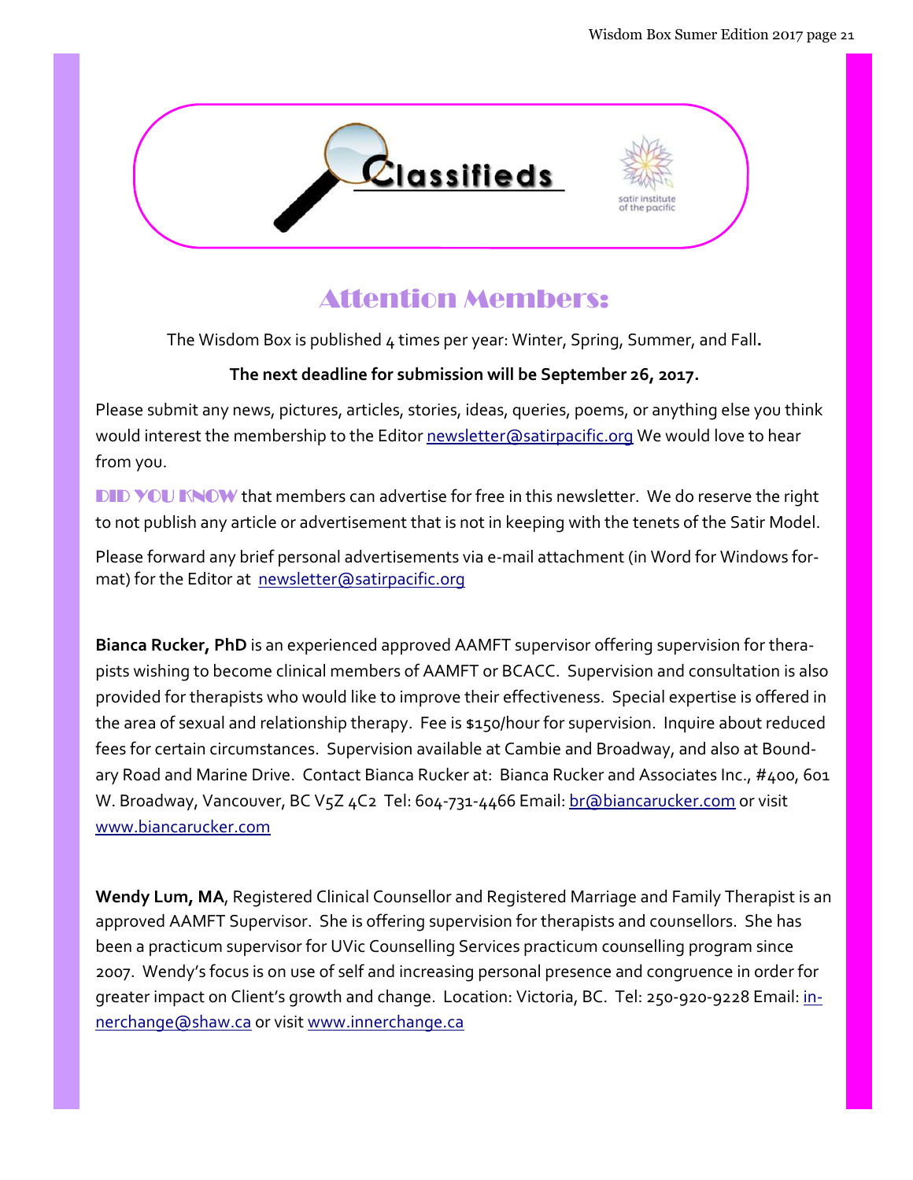# Classifieds

satir institute of the pacific

## Attention Members:

The Wisdom Box is published 4 times per year: Winter, Spring, Summer, and Fall.

**The next deadline for submission will be September 26, 2017.**

Please submit any news, pictures, articles, stories, ideas, queries, poems, or anything else you think would interest the membership to the Editor newsletter@satirpacific.org We would love to hear from you.

DID YOU KNOW that members can advertise for free in this newsletter. We do reserve the right to not publish any article or advertisement that is not in keeping with the tenets of the Satir Model.

Please forward any brief personal advertisements via e-mail attachment (in Word for Windows format) for the Editor at newsletter@satirpacific.org

**Bianca Rucker, PhD** is an experienced approved AAMFT supervisor offering supervision for therapists wishing to become clinical members of AAMFT or BCACC. Supervision and consultation is also provided for therapists who would like to improve their effectiveness. Special expertise is offered in the area of sexual and relationship therapy. Fee is $150/hour for supervision. Inquire about reduced fees for certain circumstances. Supervision available at Cambie and Broadway, and also at Boundary Road and Marine Drive. Contact Bianca Rucker at: Bianca Rucker and Associates Inc., #400, 601 W. Broadway, Vancouver, BC V5Z 4C2 Tel: 604-731-4466 Email: br@biancarucker.com or visit www.biancarucker.com

**Wendy Lum, MA**, Registered Clinical Counsellor and Registered Marriage and Family Therapist is an approved AAMFT Supervisor. She is offering supervision for therapists and counsellors. She has been a practicum supervisor for UVic Counselling Services practicum counselling program since 2007. Wendy's focus is on use of self and increasing personal presence and congruence in order for greater impact on Client's growth and change. Location: Victoria, BC. Tel: 250-920-9228 Email: innerchange@shaw.ca or visit www.innerchange.ca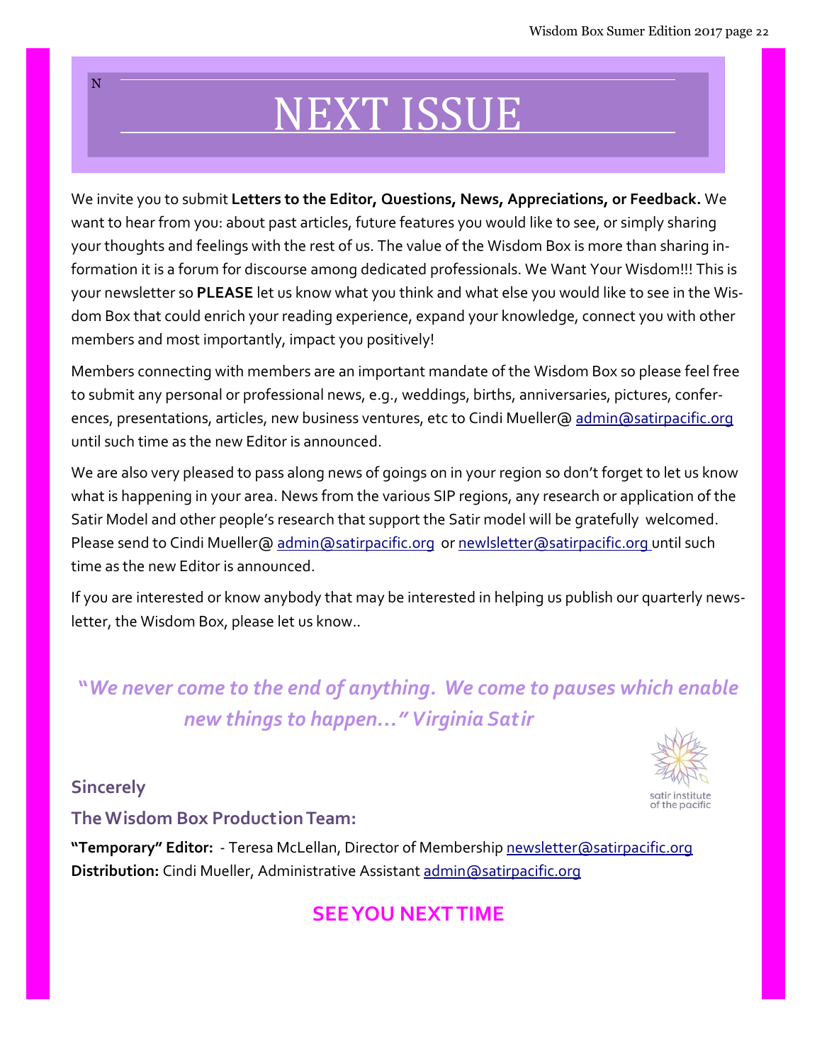# NEXT ISSUE

We invite you to submit **Letters to the Editor, Questions, News, Appreciations, or Feedback.** We want to hear from you: about past articles, future features you would like to see, or simply sharing your thoughts and feelings with the rest of us. The value of the Wisdom Box is more than sharing information it is a forum for discourse among dedicated professionals. We Want Your Wisdom!!! This is your newsletter so **PLEASE** let us know what you think and what else you would like to see in the Wisdom Box that could enrich your reading experience, expand your knowledge, connect you with other members and most importantly, impact you positively!

Members connecting with members are an important mandate of the Wisdom Box so please feel free to submit any personal or professional news, e.g., weddings, births, anniversaries, pictures, conferences, presentations, articles, new business ventures, etc to Cindi Mueller@ admin@satirpacific.org until such time as the new Editor is announced.

We are also very pleased to pass along news of goings on in your region so don't forget to let us know what is happening in your area. News from the various SIP regions, any research or application of the Satir Model and other people's research that support the Satir model will be gratefully welcomed. Please send to Cindi Mueller@ admin@satirpacific.org or newlsletter@satirpacific.org until such time as the new Editor is announced.

If you are interested or know anybody that may be interested in helping us publish our quarterly newsletter, the Wisdom Box, please let us know..

***"We never come to the end of anything. We come to pauses which enable new things to happen…" Virginia Satir***

satir institute of the pacific

**Sincerely**

**The Wisdom Box Production Team:**

**"Temporary" Editor:** - Teresa McLellan, Director of Membership newsletter@satirpacific.org
**Distribution:** Cindi Mueller, Administrative Assistant admin@satirpacific.org

**SEE YOU NEXT TIME**